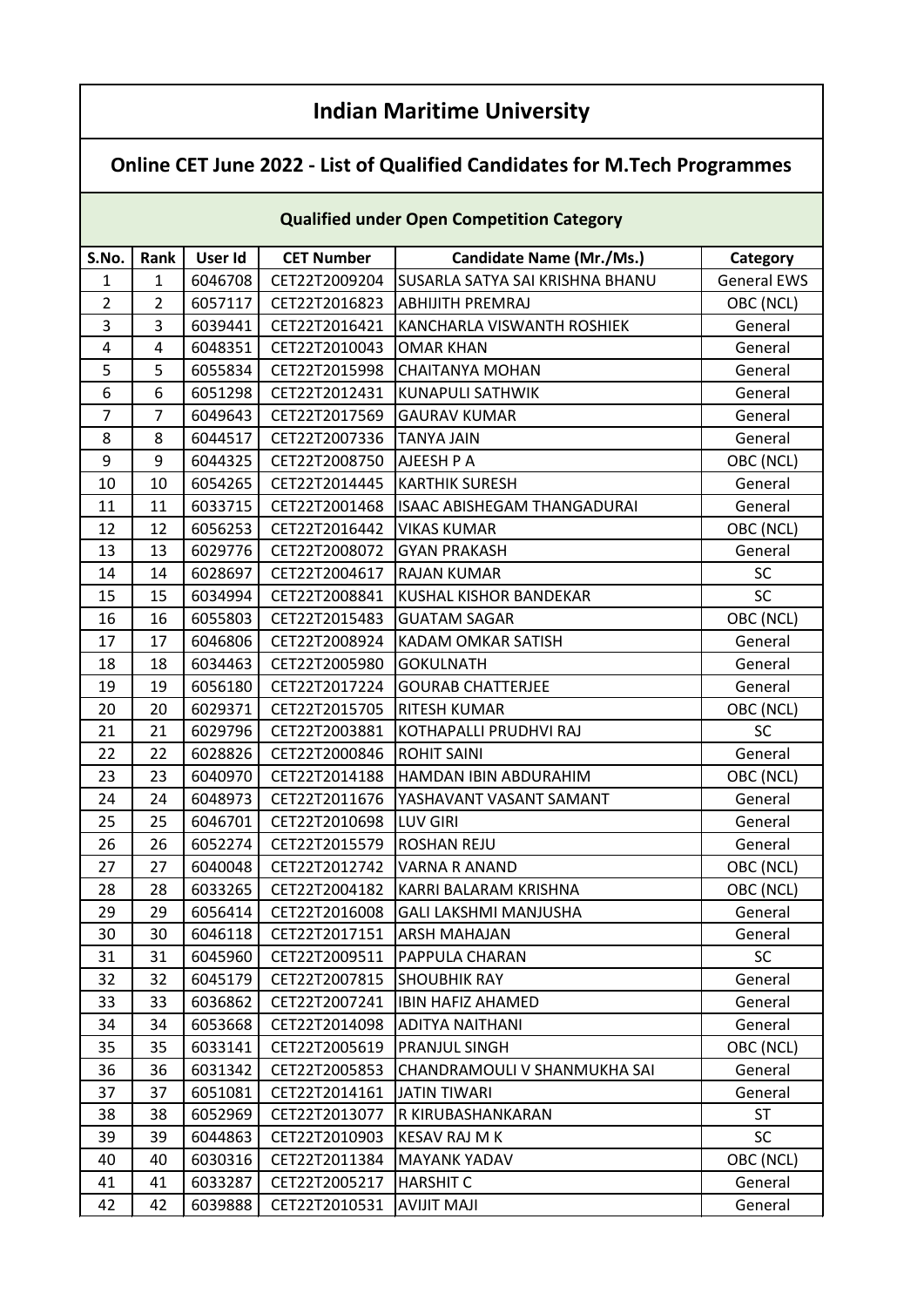# Indian Maritime University

## Online CET June 2022 - List of Qualified Candidates for M.Tech Programmes

### Qualified under Open Competition Category

| S.No. | Rank | User Id | CET Number | Candidate Name (Mr./Ms.) | Category |
|---|---|---|---|---|---|
| 1 | 1 | 6046708 | CET22T2009204 | SUSARLA SATYA SAI KRISHNA BHANU | General EWS |
| 2 | 2 | 6057117 | CET22T2016823 | ABHIJITH PREMRAJ | OBC (NCL) |
| 3 | 3 | 6039441 | CET22T2016421 | KANCHARLA VISWANTH ROSHIEK | General |
| 4 | 4 | 6048351 | CET22T2010043 | OMAR KHAN | General |
| 5 | 5 | 6055834 | CET22T2015998 | CHAITANYA MOHAN | General |
| 6 | 6 | 6051298 | CET22T2012431 | KUNAPULI SATHWIK | General |
| 7 | 7 | 6049643 | CET22T2017569 | GAURAV KUMAR | General |
| 8 | 8 | 6044517 | CET22T2007336 | TANYA JAIN | General |
| 9 | 9 | 6044325 | CET22T2008750 | AJEESH P A | OBC (NCL) |
| 10 | 10 | 6054265 | CET22T2014445 | KARTHIK SURESH | General |
| 11 | 11 | 6033715 | CET22T2001468 | ISAAC ABISHEGAM THANGADURAI | General |
| 12 | 12 | 6056253 | CET22T2016442 | VIKAS KUMAR | OBC (NCL) |
| 13 | 13 | 6029776 | CET22T2008072 | GYAN PRAKASH | General |
| 14 | 14 | 6028697 | CET22T2004617 | RAJAN KUMAR | SC |
| 15 | 15 | 6034994 | CET22T2008841 | KUSHAL KISHOR BANDEKAR | SC |
| 16 | 16 | 6055803 | CET22T2015483 | GUATAM SAGAR | OBC (NCL) |
| 17 | 17 | 6046806 | CET22T2008924 | KADAM OMKAR SATISH | General |
| 18 | 18 | 6034463 | CET22T2005980 | GOKULNATH | General |
| 19 | 19 | 6056180 | CET22T2017224 | GOURAB CHATTERJEE | General |
| 20 | 20 | 6029371 | CET22T2015705 | RITESH KUMAR | OBC (NCL) |
| 21 | 21 | 6029796 | CET22T2003881 | KOTHAPALLI PRUDHVI RAJ | SC |
| 22 | 22 | 6028826 | CET22T2000846 | ROHIT SAINI | General |
| 23 | 23 | 6040970 | CET22T2014188 | HAMDAN IBIN ABDURAHIM | OBC (NCL) |
| 24 | 24 | 6048973 | CET22T2011676 | YASHAVANT VASANT SAMANT | General |
| 25 | 25 | 6046701 | CET22T2010698 | LUV GIRI | General |
| 26 | 26 | 6052274 | CET22T2015579 | ROSHAN REJU | General |
| 27 | 27 | 6040048 | CET22T2012742 | VARNA R ANAND | OBC (NCL) |
| 28 | 28 | 6033265 | CET22T2004182 | KARRI BALARAM KRISHNA | OBC (NCL) |
| 29 | 29 | 6056414 | CET22T2016008 | GALI LAKSHMI MANJUSHA | General |
| 30 | 30 | 6046118 | CET22T2017151 | ARSH MAHAJAN | General |
| 31 | 31 | 6045960 | CET22T2009511 | PAPPULA CHARAN | SC |
| 32 | 32 | 6045179 | CET22T2007815 | SHOUBHIK RAY | General |
| 33 | 33 | 6036862 | CET22T2007241 | IBIN HAFIZ AHAMED | General |
| 34 | 34 | 6053668 | CET22T2014098 | ADITYA NAITHANI | General |
| 35 | 35 | 6033141 | CET22T2005619 | PRANJUL SINGH | OBC (NCL) |
| 36 | 36 | 6031342 | CET22T2005853 | CHANDRAMOULI V SHANMUKHA SAI | General |
| 37 | 37 | 6051081 | CET22T2014161 | JATIN TIWARI | General |
| 38 | 38 | 6052969 | CET22T2013077 | R KIRUBASHANKARAN | ST |
| 39 | 39 | 6044863 | CET22T2010903 | KESAV RAJ M K | SC |
| 40 | 40 | 6030316 | CET22T2011384 | MAYANK YADAV | OBC (NCL) |
| 41 | 41 | 6033287 | CET22T2005217 | HARSHIT C | General |
| 42 | 42 | 6039888 | CET22T2010531 | AVIJIT MAJI | General |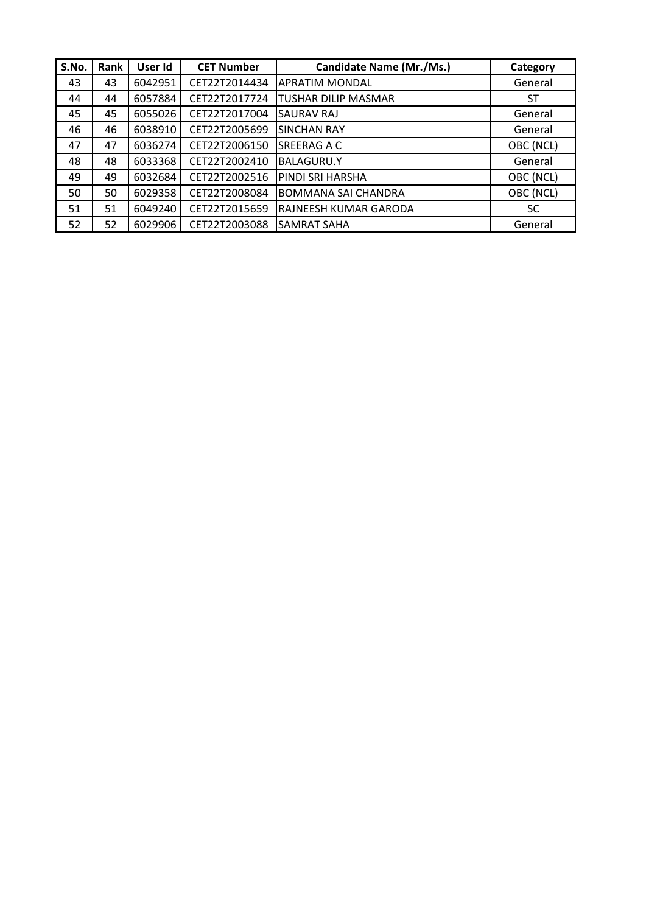| S.No. | Rank | User Id | CET Number | Candidate Name (Mr./Ms.) | Category |
|---|---|---|---|---|---|
| 43 | 43 | 6042951 | CET22T2014434 | APRATIM MONDAL | General |
| 44 | 44 | 6057884 | CET22T2017724 | TUSHAR DILIP MASMAR | ST |
| 45 | 45 | 6055026 | CET22T2017004 | SAURAV RAJ | General |
| 46 | 46 | 6038910 | CET22T2005699 | SINCHAN RAY | General |
| 47 | 47 | 6036274 | CET22T2006150 | SREERAG A C | OBC (NCL) |
| 48 | 48 | 6033368 | CET22T2002410 | BALAGURU.Y | General |
| 49 | 49 | 6032684 | CET22T2002516 | PINDI SRI HARSHA | OBC (NCL) |
| 50 | 50 | 6029358 | CET22T2008084 | BOMMANA SAI CHANDRA | OBC (NCL) |
| 51 | 51 | 6049240 | CET22T2015659 | RAJNEESH KUMAR GARODA | SC |
| 52 | 52 | 6029906 | CET22T2003088 | SAMRAT SAHA | General |